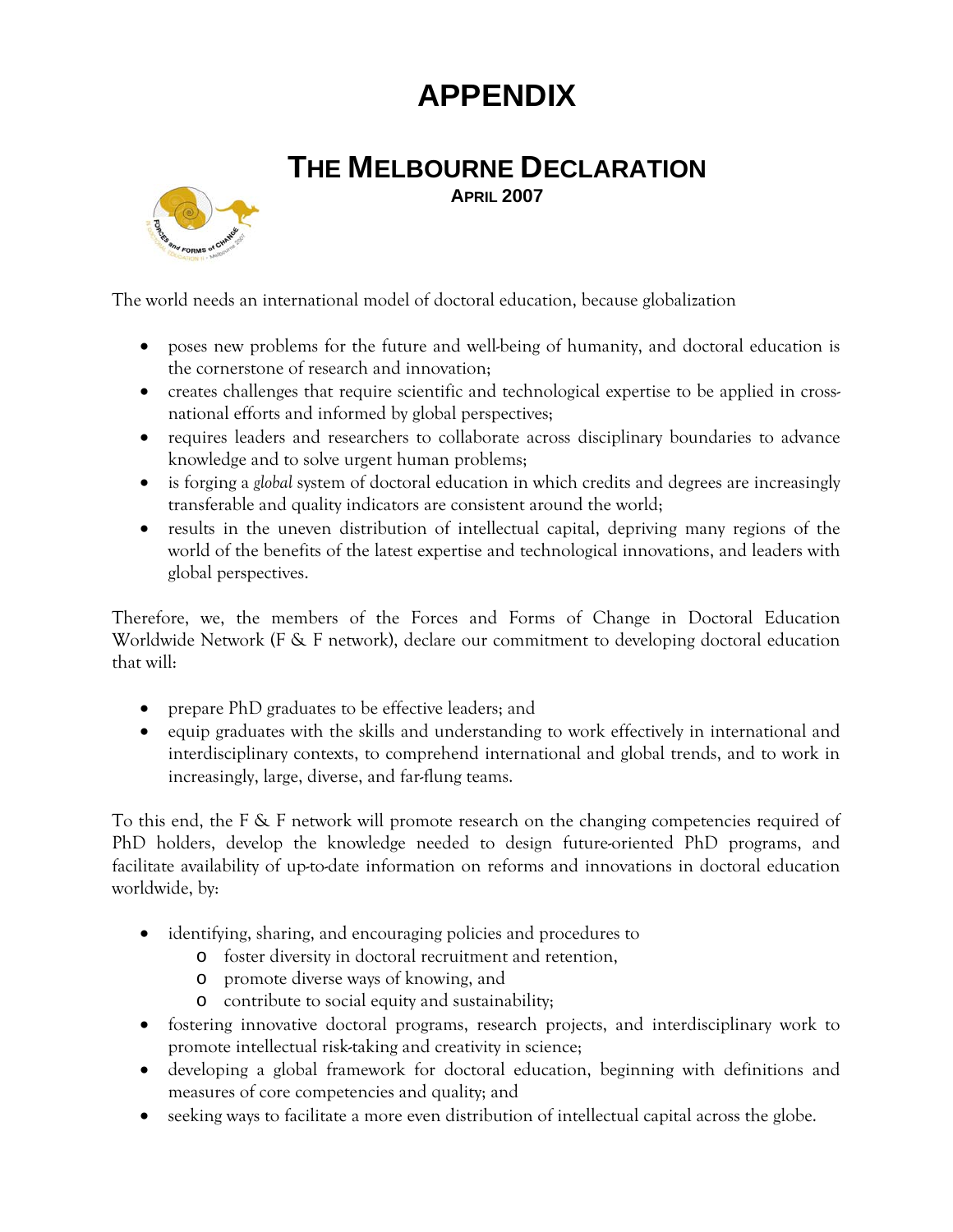# APPENDIX

## THE MELBOURNE DECLARATION

### APRIL 2007

The world needs an international model of doctoral education, because globalization

- poses new problems for the future and well-being of humanity, and doctoral education is the cornerstone of research and innovation;
- creates challenges that require scientific and technological expertise to be applied in cross-national efforts and informed by global perspectives;
- requires leaders and researchers to collaborate across disciplinary boundaries to advance knowledge and to solve urgent human problems;
- is forging a *global* system of doctoral education in which credits and degrees are increasingly transferable and quality indicators are consistent around the world;
- results in the uneven distribution of intellectual capital, depriving many regions of the world of the benefits of the latest expertise and technological innovations, and leaders with global perspectives.

Therefore, we, the members of the Forces and Forms of Change in Doctoral Education Worldwide Network (F & F network), declare our commitment to developing doctoral education that will:

- prepare PhD graduates to be effective leaders; and
- equip graduates with the skills and understanding to work effectively in international and interdisciplinary contexts, to comprehend international and global trends, and to work in increasingly, large, diverse, and far-flung teams.

To this end, the F & F network will promote research on the changing competencies required of PhD holders, develop the knowledge needed to design future-oriented PhD programs, and facilitate availability of up-to-date information on reforms and innovations in doctoral education worldwide, by:

- identifying, sharing, and encouraging policies and procedures to
  - foster diversity in doctoral recruitment and retention,
  - promote diverse ways of knowing, and
  - contribute to social equity and sustainability;
- fostering innovative doctoral programs, research projects, and interdisciplinary work to promote intellectual risk-taking and creativity in science;
- developing a global framework for doctoral education, beginning with definitions and measures of core competencies and quality; and
- seeking ways to facilitate a more even distribution of intellectual capital across the globe.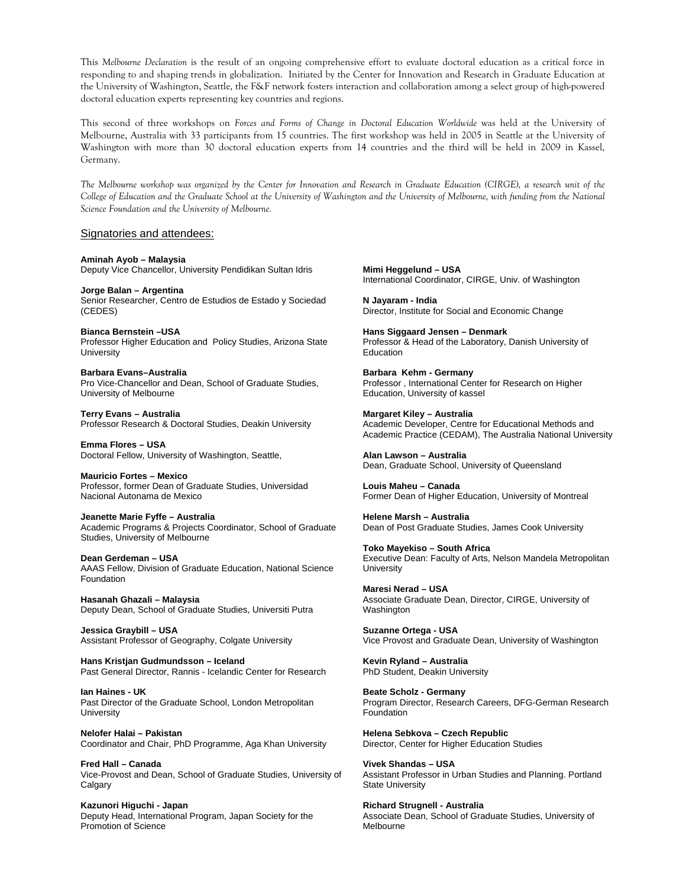This *Melbourne Declaration* is the result of an ongoing comprehensive effort to evaluate doctoral education as a critical force in responding to and shaping trends in globalization. Initiated by the Center for Innovation and Research in Graduate Education at the University of Washington, Seattle, the F&F network fosters interaction and collaboration among a select group of high-powered doctoral education experts representing key countries and regions.

This second of three workshops on *Forces and Forms of Change in Doctoral Education Worldwide* was held at the University of Melbourne, Australia with 33 participants from 15 countries. The first workshop was held in 2005 in Seattle at the University of Washington with more than 30 doctoral education experts from 14 countries and the third will be held in 2009 in Kassel, Germany.

*The Melbourne workshop was organized by the Center for Innovation and Research in Graduate Education (CIRGE), a research unit of the College of Education and the Graduate School at the University of Washington and the University of Melbourne, with funding from the National Science Foundation and the University of Melbourne.*

## Signatories and attendees:

**Aminah Ayob – Malaysia**
Deputy Vice Chancellor, University Pendidikan Sultan Idris

**Jorge Balan – Argentina**
Senior Researcher, Centro de Estudios de Estado y Sociedad (CEDES)

**Bianca Bernstein –USA**
Professor Higher Education and Policy Studies, Arizona State University

**Barbara Evans–Australia**
Pro Vice-Chancellor and Dean, School of Graduate Studies, University of Melbourne

**Terry Evans – Australia**
Professor Research & Doctoral Studies, Deakin University

**Emma Flores – USA**
Doctoral Fellow, University of Washington, Seattle,

**Mauricio Fortes – Mexico**
Professor, former Dean of Graduate Studies, Universidad Nacional Autonama de Mexico

**Jeanette Marie Fyffe – Australia**
Academic Programs & Projects Coordinator, School of Graduate Studies, University of Melbourne

**Dean Gerdeman – USA**
AAAS Fellow, Division of Graduate Education, National Science Foundation

**Hasanah Ghazali – Malaysia**
Deputy Dean, School of Graduate Studies, Universiti Putra

**Jessica Graybill – USA**
Assistant Professor of Geography, Colgate University

**Hans Kristjan Gudmundsson – Iceland**
Past General Director, Rannis - Icelandic Center for Research

**Ian Haines - UK**
Past Director of the Graduate School, London Metropolitan University

**Nelofer Halai – Pakistan**
Coordinator and Chair, PhD Programme, Aga Khan University

**Fred Hall – Canada**
Vice-Provost and Dean, School of Graduate Studies, University of Calgary

**Kazunori Higuchi - Japan**
Deputy Head, International Program, Japan Society for the Promotion of Science

**Mimi Heggelund – USA**
International Coordinator, CIRGE, Univ. of Washington

**N Jayaram - India**
Director, Institute for Social and Economic Change

**Hans Siggaard Jensen – Denmark**
Professor & Head of the Laboratory, Danish University of Education

**Barbara Kehm - Germany**
Professor , International Center for Research on Higher Education, University of kassel

**Margaret Kiley – Australia**
Academic Developer, Centre for Educational Methods and Academic Practice (CEDAM), The Australia National University

**Alan Lawson – Australia**
Dean, Graduate School, University of Queensland

**Louis Maheu – Canada**
Former Dean of Higher Education, University of Montreal

**Helene Marsh – Australia**
Dean of Post Graduate Studies, James Cook University

**Toko Mayekiso – South Africa**
Executive Dean: Faculty of Arts, Nelson Mandela Metropolitan University

**Maresi Nerad – USA**
Associate Graduate Dean, Director, CIRGE, University of Washington

**Suzanne Ortega - USA**
Vice Provost and Graduate Dean, University of Washington

**Kevin Ryland – Australia**
PhD Student, Deakin University

**Beate Scholz - Germany**
Program Director, Research Careers, DFG-German Research Foundation

**Helena Sebkova – Czech Republic**
Director, Center for Higher Education Studies

**Vivek Shandas – USA**
Assistant Professor in Urban Studies and Planning. Portland State University

**Richard Strugnell - Australia**
Associate Dean, School of Graduate Studies, University of Melbourne